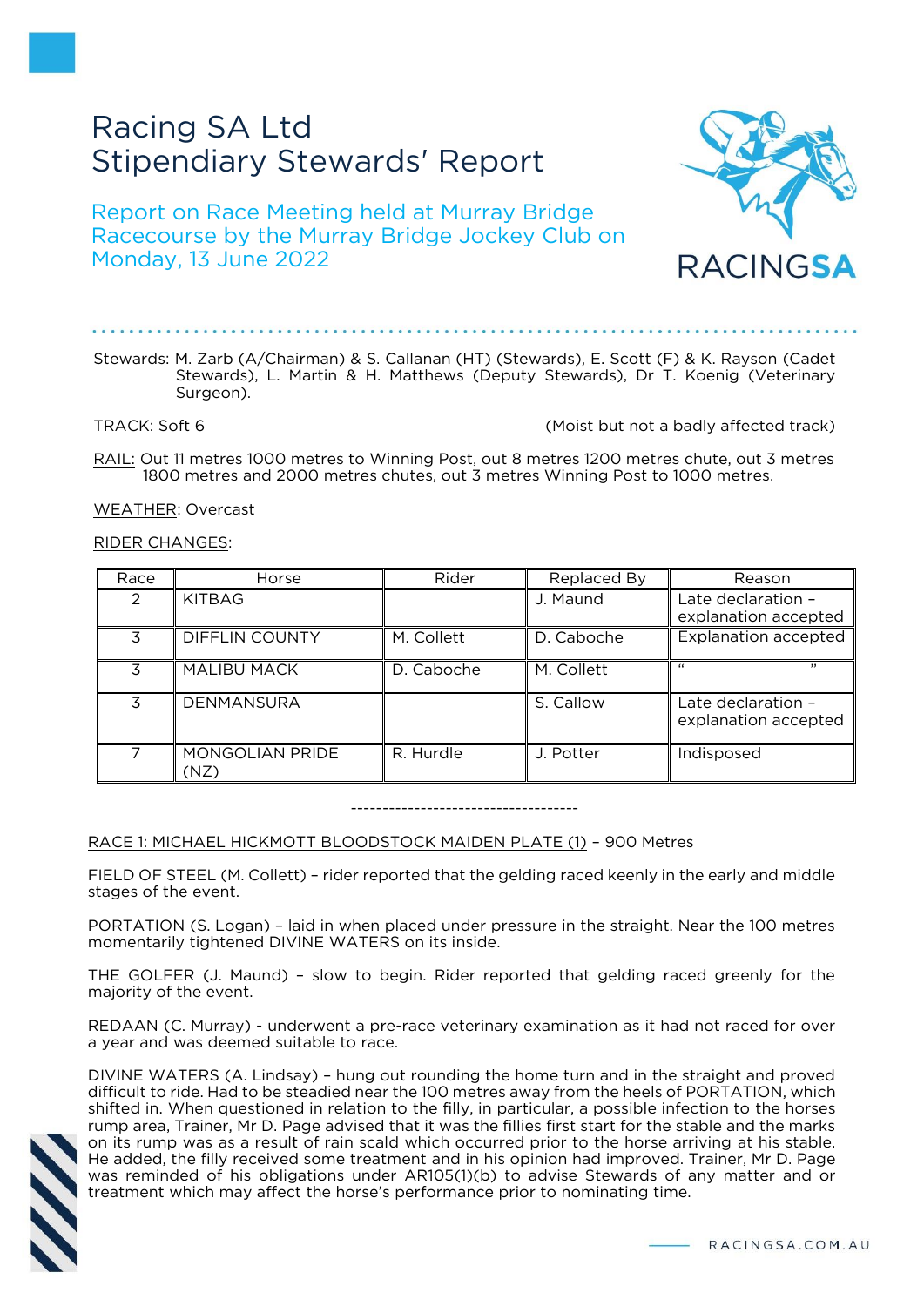# Racing SA Ltd
# Stipendiary Stewards' Report

## Report on Race Meeting held at Murray Bridge Racecourse by the Murray Bridge Jockey Club on Monday, 13 June 2022

Stewards: M. Zarb (A/Chairman) & S. Callanan (HT) (Stewards), E. Scott (F) & K. Rayson (Cadet Stewards), L. Martin & H. Matthews (Deputy Stewards), Dr T. Koenig (Veterinary Surgeon).

TRACK: Soft 6 (Moist but not a badly affected track)

RAIL: Out 11 metres 1000 metres to Winning Post, out 8 metres 1200 metres chute, out 3 metres 1800 metres and 2000 metres chutes, out 3 metres Winning Post to 1000 metres.

WEATHER: Overcast

RIDER CHANGES:

| Race | Horse | Rider | Replaced By | Reason |
|---|---|---|---|---|
| 2 | KITBAG | | J. Maund | Late declaration – explanation accepted |
| 3 | DIFFLIN COUNTY | M. Collett | D. Caboche | Explanation accepted |
| 3 | MALIBU MACK | D. Caboche | M. Collett | " " |
| 3 | DENMANSURA | | S. Callow | Late declaration – explanation accepted |
| 7 | MONGOLIAN PRIDE (NZ) | R. Hurdle | J. Potter | Indisposed |

------------------------------------

RACE 1: MICHAEL HICKMOTT BLOODSTOCK MAIDEN PLATE (1) – 900 Metres

FIELD OF STEEL (M. Collett) – rider reported that the gelding raced keenly in the early and middle stages of the event.

PORTATION (S. Logan) – laid in when placed under pressure in the straight. Near the 100 metres momentarily tightened DIVINE WATERS on its inside.

THE GOLFER (J. Maund) – slow to begin. Rider reported that gelding raced greenly for the majority of the event.

REDAAN (C. Murray) - underwent a pre-race veterinary examination as it had not raced for over a year and was deemed suitable to race.

DIVINE WATERS (A. Lindsay) – hung out rounding the home turn and in the straight and proved difficult to ride. Had to be steadied near the 100 metres away from the heels of PORTATION, which shifted in. When questioned in relation to the filly, in particular, a possible infection to the horses rump area, Trainer, Mr D. Page advised that it was the fillies first start for the stable and the marks on its rump was as a result of rain scald which occurred prior to the horse arriving at his stable. He added, the filly received some treatment and in his opinion had improved. Trainer, Mr D. Page was reminded of his obligations under AR105(1)(b) to advise Stewards of any matter and or treatment which may affect the horse's performance prior to nominating time.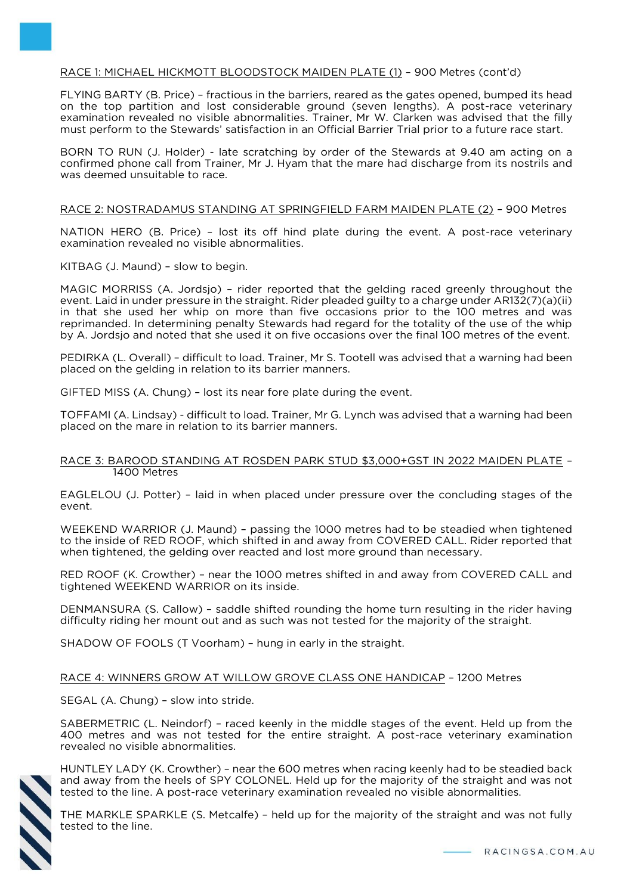RACE 1: MICHAEL HICKMOTT BLOODSTOCK MAIDEN PLATE (1) – 900 Metres (cont'd)

FLYING BARTY (B. Price) – fractious in the barriers, reared as the gates opened, bumped its head on the top partition and lost considerable ground (seven lengths). A post-race veterinary examination revealed no visible abnormalities. Trainer, Mr W. Clarken was advised that the filly must perform to the Stewards' satisfaction in an Official Barrier Trial prior to a future race start.

BORN TO RUN (J. Holder) - late scratching by order of the Stewards at 9.40 am acting on a confirmed phone call from Trainer, Mr J. Hyam that the mare had discharge from its nostrils and was deemed unsuitable to race.

RACE 2: NOSTRADAMUS STANDING AT SPRINGFIELD FARM MAIDEN PLATE (2) – 900 Metres

NATION HERO (B. Price) – lost its off hind plate during the event. A post-race veterinary examination revealed no visible abnormalities.

KITBAG (J. Maund) – slow to begin.

MAGIC MORRISS (A. Jordsjo) – rider reported that the gelding raced greenly throughout the event. Laid in under pressure in the straight. Rider pleaded guilty to a charge under AR132(7)(a)(ii) in that she used her whip on more than five occasions prior to the 100 metres and was reprimanded. In determining penalty Stewards had regard for the totality of the use of the whip by A. Jordsjo and noted that she used it on five occasions over the final 100 metres of the event.

PEDIRKA (L. Overall) – difficult to load. Trainer, Mr S. Tootell was advised that a warning had been placed on the gelding in relation to its barrier manners.

GIFTED MISS (A. Chung) – lost its near fore plate during the event.

TOFFAMI (A. Lindsay) - difficult to load. Trainer, Mr G. Lynch was advised that a warning had been placed on the mare in relation to its barrier manners.

RACE 3: BAROOD STANDING AT ROSDEN PARK STUD $3,000+GST IN 2022 MAIDEN PLATE – 1400 Metres

EAGLELOU (J. Potter) – laid in when placed under pressure over the concluding stages of the event.

WEEKEND WARRIOR (J. Maund) – passing the 1000 metres had to be steadied when tightened to the inside of RED ROOF, which shifted in and away from COVERED CALL. Rider reported that when tightened, the gelding over reacted and lost more ground than necessary.

RED ROOF (K. Crowther) – near the 1000 metres shifted in and away from COVERED CALL and tightened WEEKEND WARRIOR on its inside.

DENMANSURA (S. Callow) – saddle shifted rounding the home turn resulting in the rider having difficulty riding her mount out and as such was not tested for the majority of the straight.

SHADOW OF FOOLS (T Voorham) – hung in early in the straight.

RACE 4: WINNERS GROW AT WILLOW GROVE CLASS ONE HANDICAP – 1200 Metres

SEGAL (A. Chung) – slow into stride.

SABERMETRIC (L. Neindorf) – raced keenly in the middle stages of the event. Held up from the 400 metres and was not tested for the entire straight. A post-race veterinary examination revealed no visible abnormalities.

HUNTLEY LADY (K. Crowther) – near the 600 metres when racing keenly had to be steadied back and away from the heels of SPY COLONEL. Held up for the majority of the straight and was not tested to the line. A post-race veterinary examination revealed no visible abnormalities.

THE MARKLE SPARKLE (S. Metcalfe) – held up for the majority of the straight and was not fully tested to the line.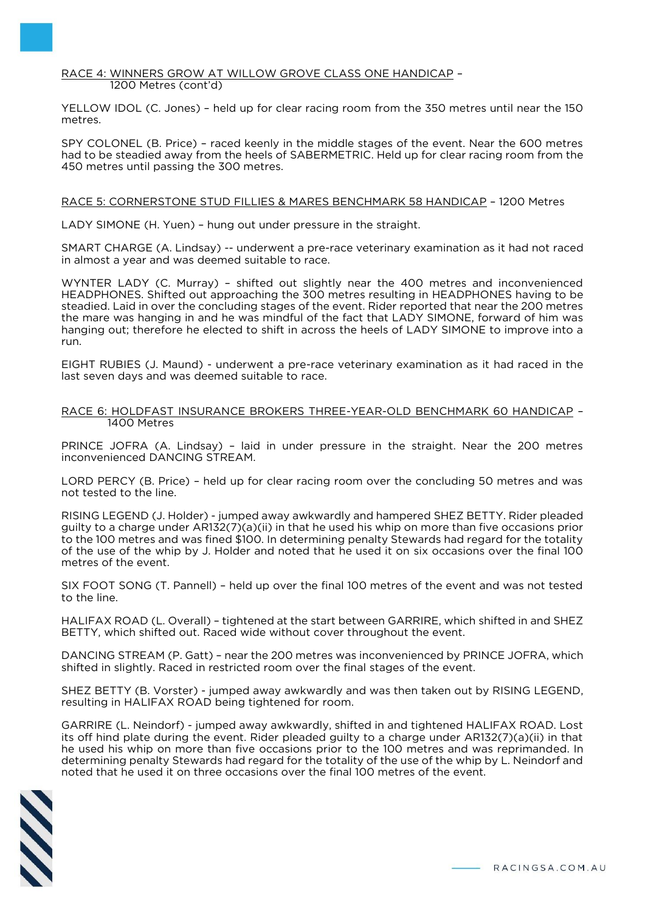RACE 4: WINNERS GROW AT WILLOW GROVE CLASS ONE HANDICAP – 1200 Metres (cont'd)

YELLOW IDOL (C. Jones) – held up for clear racing room from the 350 metres until near the 150 metres.

SPY COLONEL (B. Price) – raced keenly in the middle stages of the event. Near the 600 metres had to be steadied away from the heels of SABERMETRIC. Held up for clear racing room from the 450 metres until passing the 300 metres.

RACE 5: CORNERSTONE STUD FILLIES & MARES BENCHMARK 58 HANDICAP – 1200 Metres

LADY SIMONE (H. Yuen) – hung out under pressure in the straight.

SMART CHARGE (A. Lindsay) -- underwent a pre-race veterinary examination as it had not raced in almost a year and was deemed suitable to race.

WYNTER LADY (C. Murray) – shifted out slightly near the 400 metres and inconvenienced HEADPHONES. Shifted out approaching the 300 metres resulting in HEADPHONES having to be steadied. Laid in over the concluding stages of the event. Rider reported that near the 200 metres the mare was hanging in and he was mindful of the fact that LADY SIMONE, forward of him was hanging out; therefore he elected to shift in across the heels of LADY SIMONE to improve into a run.

EIGHT RUBIES (J. Maund) - underwent a pre-race veterinary examination as it had raced in the last seven days and was deemed suitable to race.

RACE 6: HOLDFAST INSURANCE BROKERS THREE-YEAR-OLD BENCHMARK 60 HANDICAP – 1400 Metres

PRINCE JOFRA (A. Lindsay) – laid in under pressure in the straight. Near the 200 metres inconvenienced DANCING STREAM.

LORD PERCY (B. Price) – held up for clear racing room over the concluding 50 metres and was not tested to the line.

RISING LEGEND (J. Holder) - jumped away awkwardly and hampered SHEZ BETTY. Rider pleaded guilty to a charge under AR132(7)(a)(ii) in that he used his whip on more than five occasions prior to the 100 metres and was fined $100. In determining penalty Stewards had regard for the totality of the use of the whip by J. Holder and noted that he used it on six occasions over the final 100 metres of the event.

SIX FOOT SONG (T. Pannell) – held up over the final 100 metres of the event and was not tested to the line.

HALIFAX ROAD (L. Overall) – tightened at the start between GARRIRE, which shifted in and SHEZ BETTY, which shifted out. Raced wide without cover throughout the event.

DANCING STREAM (P. Gatt) – near the 200 metres was inconvenienced by PRINCE JOFRA, which shifted in slightly. Raced in restricted room over the final stages of the event.

SHEZ BETTY (B. Vorster) - jumped away awkwardly and was then taken out by RISING LEGEND, resulting in HALIFAX ROAD being tightened for room.

GARRIRE (L. Neindorf) - jumped away awkwardly, shifted in and tightened HALIFAX ROAD. Lost its off hind plate during the event. Rider pleaded guilty to a charge under AR132(7)(a)(ii) in that he used his whip on more than five occasions prior to the 100 metres and was reprimanded. In determining penalty Stewards had regard for the totality of the use of the whip by L. Neindorf and noted that he used it on three occasions over the final 100 metres of the event.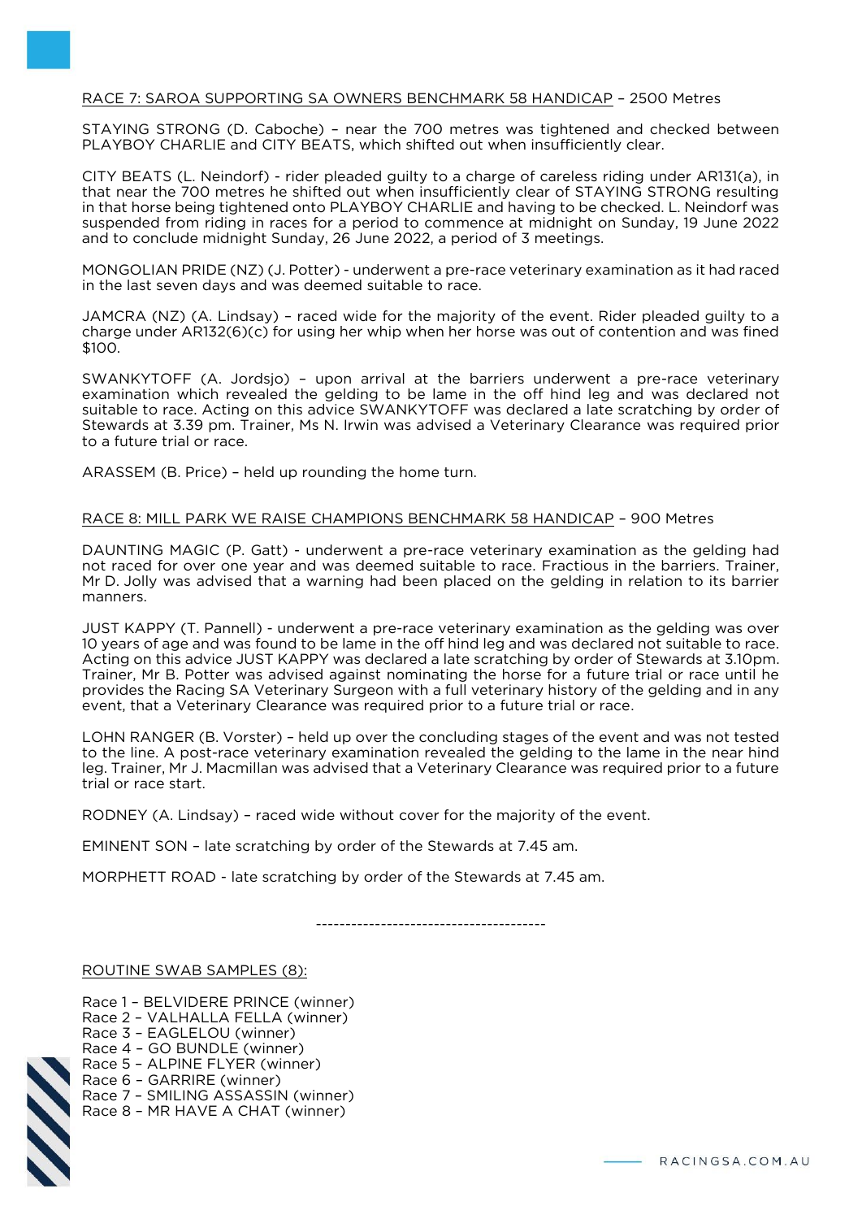<u>RACE 7: SAROA SUPPORTING SA OWNERS BENCHMARK 58 HANDICAP</u> – 2500 Metres

STAYING STRONG (D. Caboche) – near the 700 metres was tightened and checked between PLAYBOY CHARLIE and CITY BEATS, which shifted out when insufficiently clear.

CITY BEATS (L. Neindorf) - rider pleaded guilty to a charge of careless riding under AR131(a), in that near the 700 metres he shifted out when insufficiently clear of STAYING STRONG resulting in that horse being tightened onto PLAYBOY CHARLIE and having to be checked. L. Neindorf was suspended from riding in races for a period to commence at midnight on Sunday, 19 June 2022 and to conclude midnight Sunday, 26 June 2022, a period of 3 meetings.

MONGOLIAN PRIDE (NZ) (J. Potter) - underwent a pre-race veterinary examination as it had raced in the last seven days and was deemed suitable to race.

JAMCRA (NZ) (A. Lindsay) – raced wide for the majority of the event. Rider pleaded guilty to a charge under AR132(6)(c) for using her whip when her horse was out of contention and was fined $100.

SWANKYTOFF (A. Jordsjo) – upon arrival at the barriers underwent a pre-race veterinary examination which revealed the gelding to be lame in the off hind leg and was declared not suitable to race. Acting on this advice SWANKYTOFF was declared a late scratching by order of Stewards at 3.39 pm. Trainer, Ms N. Irwin was advised a Veterinary Clearance was required prior to a future trial or race.

ARASSEM (B. Price) – held up rounding the home turn.

<u>RACE 8: MILL PARK WE RAISE CHAMPIONS BENCHMARK 58 HANDICAP</u> – 900 Metres

DAUNTING MAGIC (P. Gatt) - underwent a pre-race veterinary examination as the gelding had not raced for over one year and was deemed suitable to race. Fractious in the barriers. Trainer, Mr D. Jolly was advised that a warning had been placed on the gelding in relation to its barrier manners.

JUST KAPPY (T. Pannell) - underwent a pre-race veterinary examination as the gelding was over 10 years of age and was found to be lame in the off hind leg and was declared not suitable to race. Acting on this advice JUST KAPPY was declared a late scratching by order of Stewards at 3.10pm. Trainer, Mr B. Potter was advised against nominating the horse for a future trial or race until he provides the Racing SA Veterinary Surgeon with a full veterinary history of the gelding and in any event, that a Veterinary Clearance was required prior to a future trial or race.

LOHN RANGER (B. Vorster) – held up over the concluding stages of the event and was not tested to the line. A post-race veterinary examination revealed the gelding to the lame in the near hind leg. Trainer, Mr J. Macmillan was advised that a Veterinary Clearance was required prior to a future trial or race start.

RODNEY (A. Lindsay) – raced wide without cover for the majority of the event.

EMINENT SON – late scratching by order of the Stewards at 7.45 am.

MORPHETT ROAD - late scratching by order of the Stewards at 7.45 am.

---------------------------------------

<u>ROUTINE SWAB SAMPLES (8):</u>

Race 1 – BELVIDERE PRINCE (winner)
Race 2 – VALHALLA FELLA (winner)
Race 3 – EAGLELOU (winner)
Race 4 – GO BUNDLE (winner)
Race 5 – ALPINE FLYER (winner)
Race 6 – GARRIRE (winner)
Race 7 – SMILING ASSASSIN (winner)
Race 8 – MR HAVE A CHAT (winner)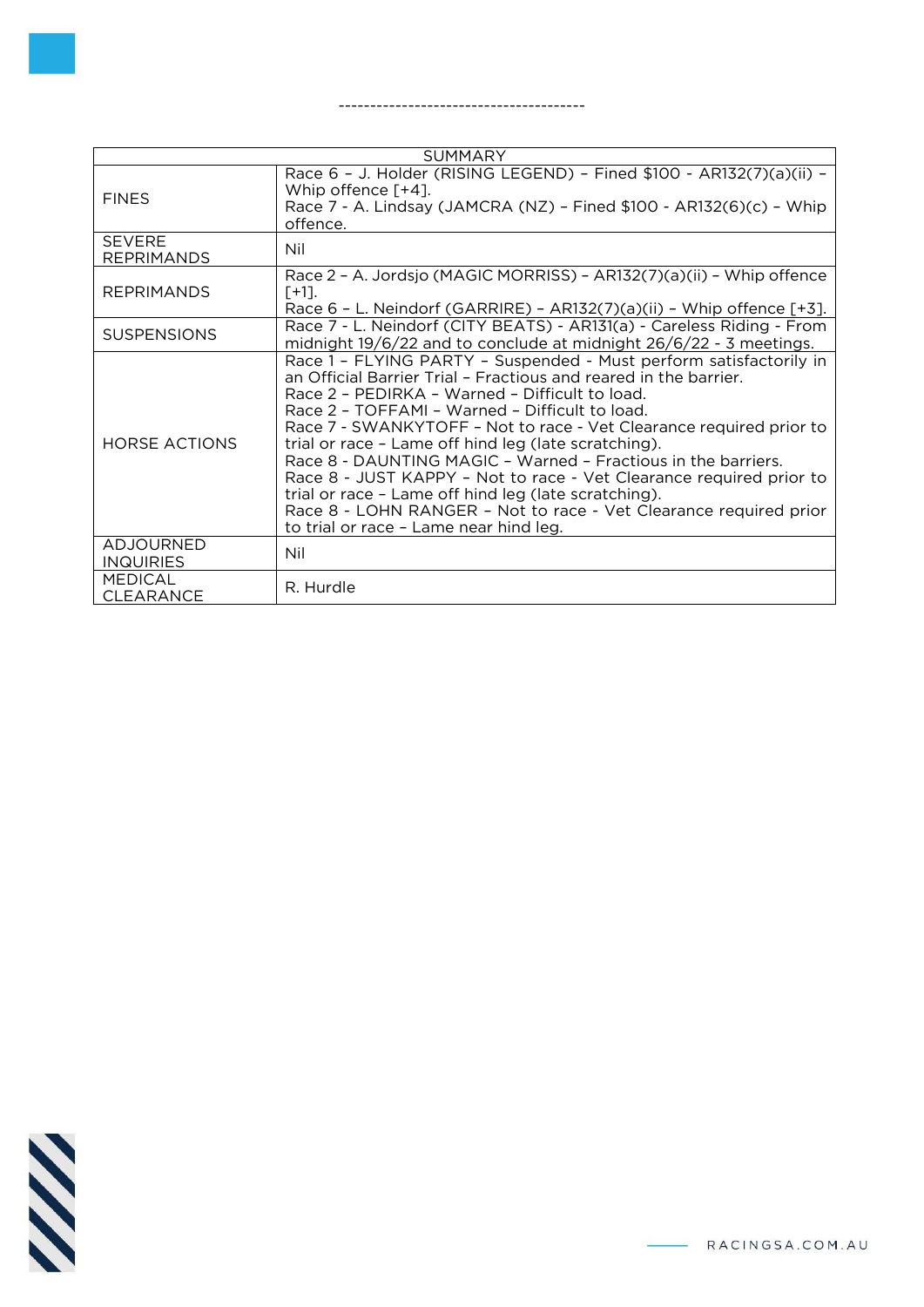---------------------------------------

| SUMMARY | |
|---|---|
| FINES | Race 6 – J. Holder (RISING LEGEND) – Fined $100 - AR132(7)(a)(ii) – Whip offence [+4].<br>Race 7 - A. Lindsay (JAMCRA (NZ) – Fined $100 - AR132(6)(c) – Whip offence. |
| SEVERE REPRIMANDS | Nil |
| REPRIMANDS | Race 2 – A. Jordsjo (MAGIC MORRISS) – AR132(7)(a)(ii) – Whip offence [+1].<br>Race 6 – L. Neindorf (GARRIRE) – AR132(7)(a)(ii) – Whip offence [+3]. |
| SUSPENSIONS | Race 7 - L. Neindorf (CITY BEATS) - AR131(a) - Careless Riding - From midnight 19/6/22 and to conclude at midnight 26/6/22 - 3 meetings. |
| HORSE ACTIONS | Race 1 – FLYING PARTY – Suspended - Must perform satisfactorily in an Official Barrier Trial – Fractious and reared in the barrier.<br>Race 2 – PEDIRKA – Warned – Difficult to load.<br>Race 2 – TOFFAMI – Warned – Difficult to load.<br>Race 7 - SWANKYTOFF – Not to race - Vet Clearance required prior to trial or race – Lame off hind leg (late scratching).<br>Race 8 - DAUNTING MAGIC – Warned – Fractious in the barriers.<br>Race 8 - JUST KAPPY – Not to race - Vet Clearance required prior to trial or race – Lame off hind leg (late scratching).<br>Race 8 - LOHN RANGER – Not to race - Vet Clearance required prior to trial or race – Lame near hind leg. |
| ADJOURNED INQUIRIES | Nil |
| MEDICAL CLEARANCE | R. Hurdle |